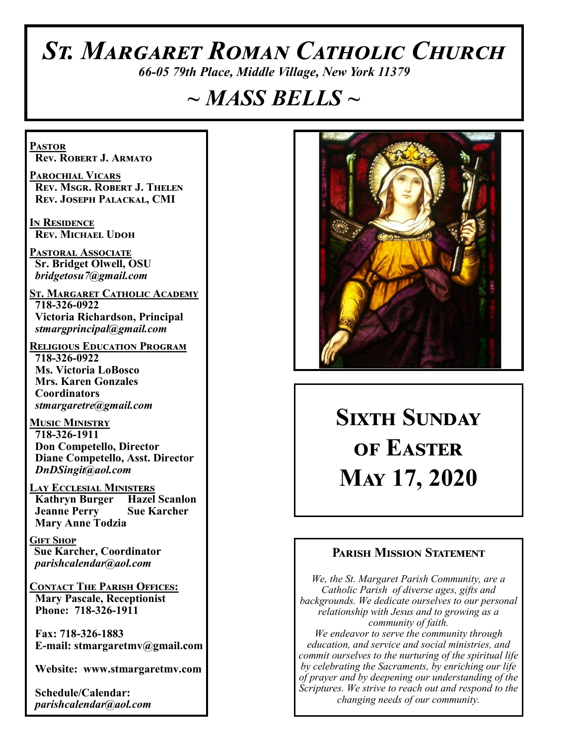# *St. Margaret Roman Catholic Church*

*66-05 79th Place, Middle Village, New York 11379*

## *~ MASS BELLS ~*

**Pastor**
**Rev. Robert J. Armato**

**Parochial Vicars**
**Rev. Msgr. Robert J. Thelen**
**Rev. Joseph Palackal, CMI**

**In Residence**
**Rev. Michael Udoh**

**Pastoral Associate**
**Sr. Bridget Olwell, OSU**
*bridgetosu7@gmail.com*

**St. Margaret Catholic Academy**
**718-326-0922**
**Victoria Richardson, Principal**
*stmargprincipal@gmail.com*

**Religious Education Program**
**718-326-0922**
**Ms. Victoria LoBosco**
**Mrs. Karen Gonzales**
**Coordinators**
*stmargaretre@gmail.com*

**Music Ministry**
**718-326-1911**
**Don Competello, Director**
**Diane Competello, Asst. Director**
*DnDSingit@aol.com*

**Lay Ecclesial Ministers**
**Kathryn Burger**
**Hazel Scanlon**
**Jeanne Perry**
**Sue Karcher**
**Mary Anne Todzia**

**Gift Shop**
**Sue Karcher, Coordinator**
*parishcalendar@aol.com*

**Contact The Parish Offices:**
**Mary Pascale, Receptionist**
**Phone: 718-326-1911**

**Fax: 718-326-1883**
**E-mail: stmargaretmv@gmail.com**

**Website: www.stmargaretmv.com**

**Schedule/Calendar:**
*parishcalendar@aol.com*

# Sixth Sunday of Easter May 17, 2020

### Parish Mission Statement

*We, the St. Margaret Parish Community, are a Catholic Parish of diverse ages, gifts and backgrounds. We dedicate ourselves to our personal relationship with Jesus and to growing as a community of faith.*
*We endeavor to serve the community through education, and service and social ministries, and commit ourselves to the nurturing of the spiritual life by celebrating the Sacraments, by enriching our life of prayer and by deepening our understanding of the Scriptures. We strive to reach out and respond to the changing needs of our community.*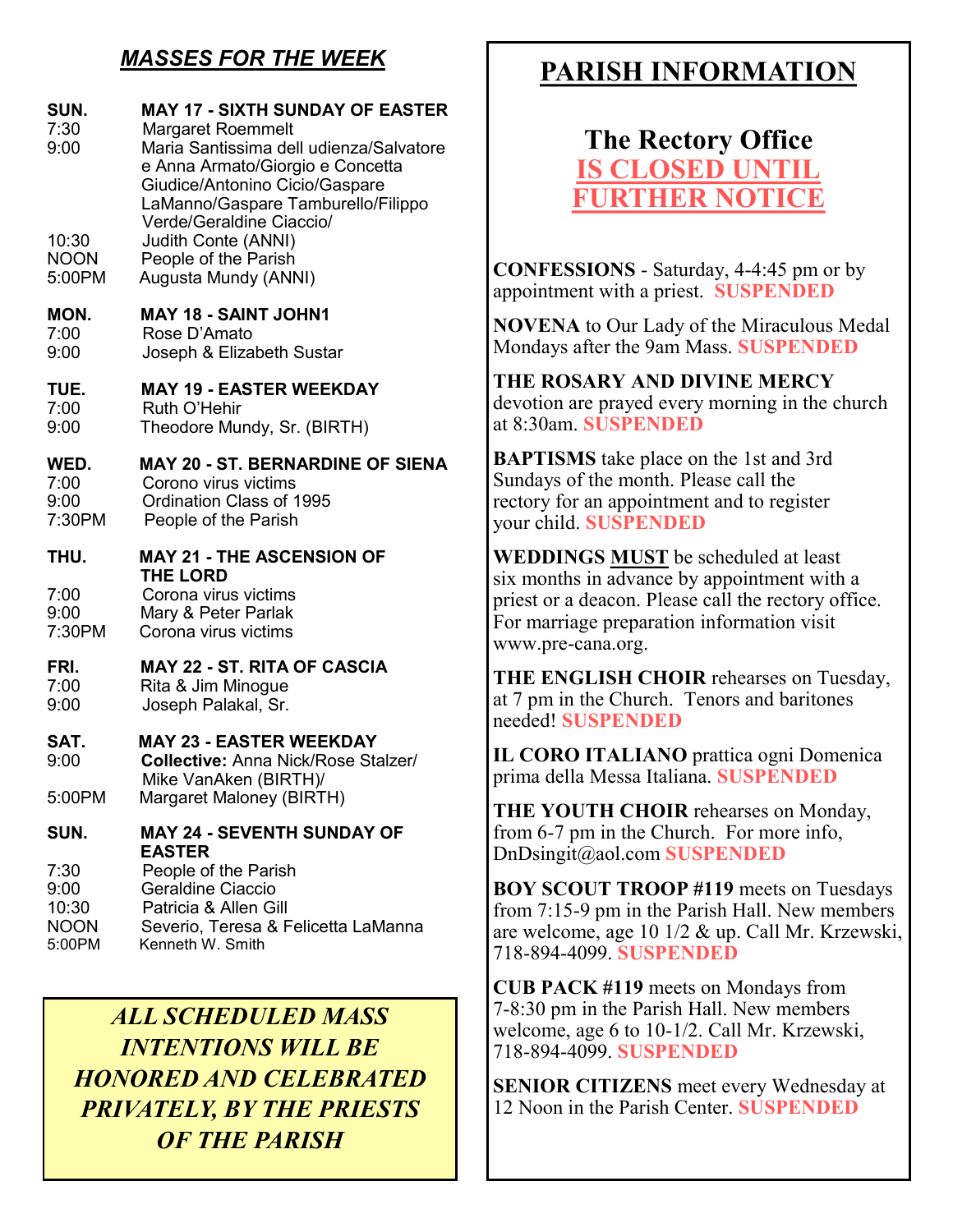## *MASSES FOR THE WEEK*

**SUN. MAY 17 - SIXTH SUNDAY OF EASTER**
- 7:30 Margaret Roemmelt
- 9:00 Maria Santissima dell udienza/Salvatore e Anna Armato/Giorgio e Concetta Giudice/Antonino Cicio/Gaspare LaManno/Gaspare Tamburello/Filippo Verde/Geraldine Ciaccio/
- 10:30 Judith Conte (ANNI)
- NOON People of the Parish
- 5:00PM Augusta Mundy (ANNI)

**MON. MAY 18 - SAINT JOHN1**
- 7:00 Rose D'Amato
- 9:00 Joseph & Elizabeth Sustar

**TUE. MAY 19 - EASTER WEEKDAY**
- 7:00 Ruth O'Hehir
- 9:00 Theodore Mundy, Sr. (BIRTH)

**WED. MAY 20 - ST. BERNARDINE OF SIENA**
- 7:00 Corono virus victims
- 9:00 Ordination Class of 1995
- 7:30PM People of the Parish

**THU. MAY 21 - THE ASCENSION OF THE LORD**
- 7:00 Corona virus victims
- 9:00 Mary & Peter Parlak
- 7:30PM Corona virus victims

**FRI. MAY 22 - ST. RITA OF CASCIA**
- 7:00 Rita & Jim Minogue
- 9:00 Joseph Palakal, Sr.

**SAT. MAY 23 - EASTER WEEKDAY**
- 9:00 **Collective:** Anna Nick/Rose Stalzer/ Mike VanAken (BIRTH)/
- 5:00PM Margaret Maloney (BIRTH)

**SUN. MAY 24 - SEVENTH SUNDAY OF EASTER**
- 7:30 People of the Parish
- 9:00 Geraldine Ciaccio
- 10:30 Patricia & Allen Gill
- NOON Severio, Teresa & Felicetta LaManna
- 5:00PM Kenneth W. Smith

***ALL SCHEDULED MASS INTENTIONS WILL BE HONORED AND CELEBRATED PRIVATELY, BY THE PRIESTS OF THE PARISH***

## PARISH INFORMATION

### The Rectory Office IS CLOSED UNTIL FURTHER NOTICE

**CONFESSIONS** - Saturday, 4-4:45 pm or by appointment with a priest. **SUSPENDED**

**NOVENA** to Our Lady of the Miraculous Medal Mondays after the 9am Mass. **SUSPENDED**

**THE ROSARY AND DIVINE MERCY** devotion are prayed every morning in the church at 8:30am. **SUSPENDED**

**BAPTISMS** take place on the 1st and 3rd Sundays of the month. Please call the rectory for an appointment and to register your child. **SUSPENDED**

**WEDDINGS MUST** be scheduled at least six months in advance by appointment with a priest or a deacon. Please call the rectory office. For marriage preparation information visit www.pre-cana.org.

**THE ENGLISH CHOIR** rehearses on Tuesday, at 7 pm in the Church. Tenors and baritones needed! **SUSPENDED**

**IL CORO ITALIANO** prattica ogni Domenica prima della Messa Italiana. **SUSPENDED**

**THE YOUTH CHOIR** rehearses on Monday, from 6-7 pm in the Church. For more info, DnDsingit@aol.com **SUSPENDED**

**BOY SCOUT TROOP #119** meets on Tuesdays from 7:15-9 pm in the Parish Hall. New members are welcome, age 10 1/2 & up. Call Mr. Krzewski, 718-894-4099. **SUSPENDED**

**CUB PACK #119** meets on Mondays from 7-8:30 pm in the Parish Hall. New members welcome, age 6 to 10-1/2. Call Mr. Krzewski, 718-894-4099. **SUSPENDED**

**SENIOR CITIZENS** meet every Wednesday at 12 Noon in the Parish Center. **SUSPENDED**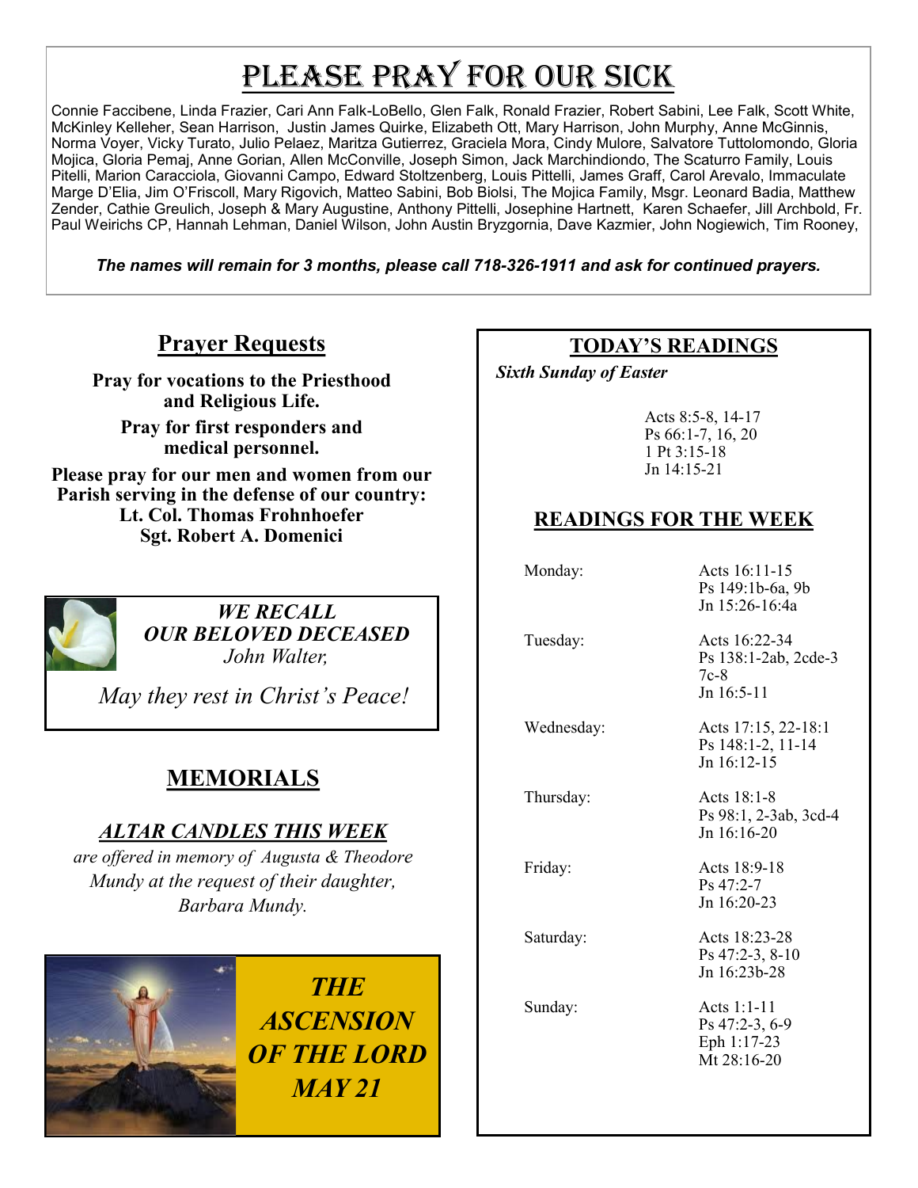# PLEASE PRAY FOR OUR SICK

Connie Faccibene, Linda Frazier, Cari Ann Falk-LoBello, Glen Falk, Ronald Frazier, Robert Sabini, Lee Falk, Scott White, McKinley Kelleher, Sean Harrison, Justin James Quirke, Elizabeth Ott, Mary Harrison, John Murphy, Anne McGinnis, Norma Voyer, Vicky Turato, Julio Pelaez, Maritza Gutierrez, Graciela Mora, Cindy Mulore, Salvatore Tuttolomondo, Gloria Mojica, Gloria Pemaj, Anne Gorian, Allen McConville, Joseph Simon, Jack Marchindiondo, The Scaturro Family, Louis Pitelli, Marion Caracciola, Giovanni Campo, Edward Stoltzenberg, Louis Pittelli, James Graff, Carol Arevalo, Immaculate Marge D'Elia, Jim O'Friscoll, Mary Rigovich, Matteo Sabini, Bob Biolsi, The Mojica Family, Msgr. Leonard Badia, Matthew Zender, Cathie Greulich, Joseph & Mary Augustine, Anthony Pittelli, Josephine Hartnett, Karen Schaefer, Jill Archbold, Fr. Paul Weirichs CP, Hannah Lehman, Daniel Wilson, John Austin Bryzgornia, Dave Kazmier, John Nogiewich, Tim Rooney,

***The names will remain for 3 months, please call 718-326-1911 and ask for continued prayers.***

## Prayer Requests

**Pray for vocations to the Priesthood and Religious Life.**

**Pray for first responders and medical personnel.**

**Please pray for our men and women from our Parish serving in the defense of our country:**
**Lt. Col. Thomas Frohnhoefer**
**Sgt. Robert A. Domenici**

***WE RECALL OUR BELOVED DECEASED***
*John Walter,*

*May they rest in Christ's Peace!*

## MEMORIALS

### *ALTAR CANDLES THIS WEEK*

*are offered in memory of Augusta & Theodore Mundy at the request of their daughter, Barbara Mundy.*

***THE ASCENSION OF THE LORD MAY 21***

## TODAY'S READINGS

***Sixth Sunday of Easter***

Acts 8:5-8, 14-17
Ps 66:1-7, 16, 20
1 Pt 3:15-18
Jn 14:15-21

## READINGS FOR THE WEEK

| | |
|---|---|
| Monday: | Acts 16:11-15<br>Ps 149:1b-6a, 9b<br>Jn 15:26-16:4a |
| Tuesday: | Acts 16:22-34<br>Ps 138:1-2ab, 2cde-3 7c-8<br>Jn 16:5-11 |
| Wednesday: | Acts 17:15, 22-18:1<br>Ps 148:1-2, 11-14<br>Jn 16:12-15 |
| Thursday: | Acts 18:1-8<br>Ps 98:1, 2-3ab, 3cd-4<br>Jn 16:16-20 |
| Friday: | Acts 18:9-18<br>Ps 47:2-7<br>Jn 16:20-23 |
| Saturday: | Acts 18:23-28<br>Ps 47:2-3, 8-10<br>Jn 16:23b-28 |
| Sunday: | Acts 1:1-11<br>Ps 47:2-3, 6-9<br>Eph 1:17-23<br>Mt 28:16-20 |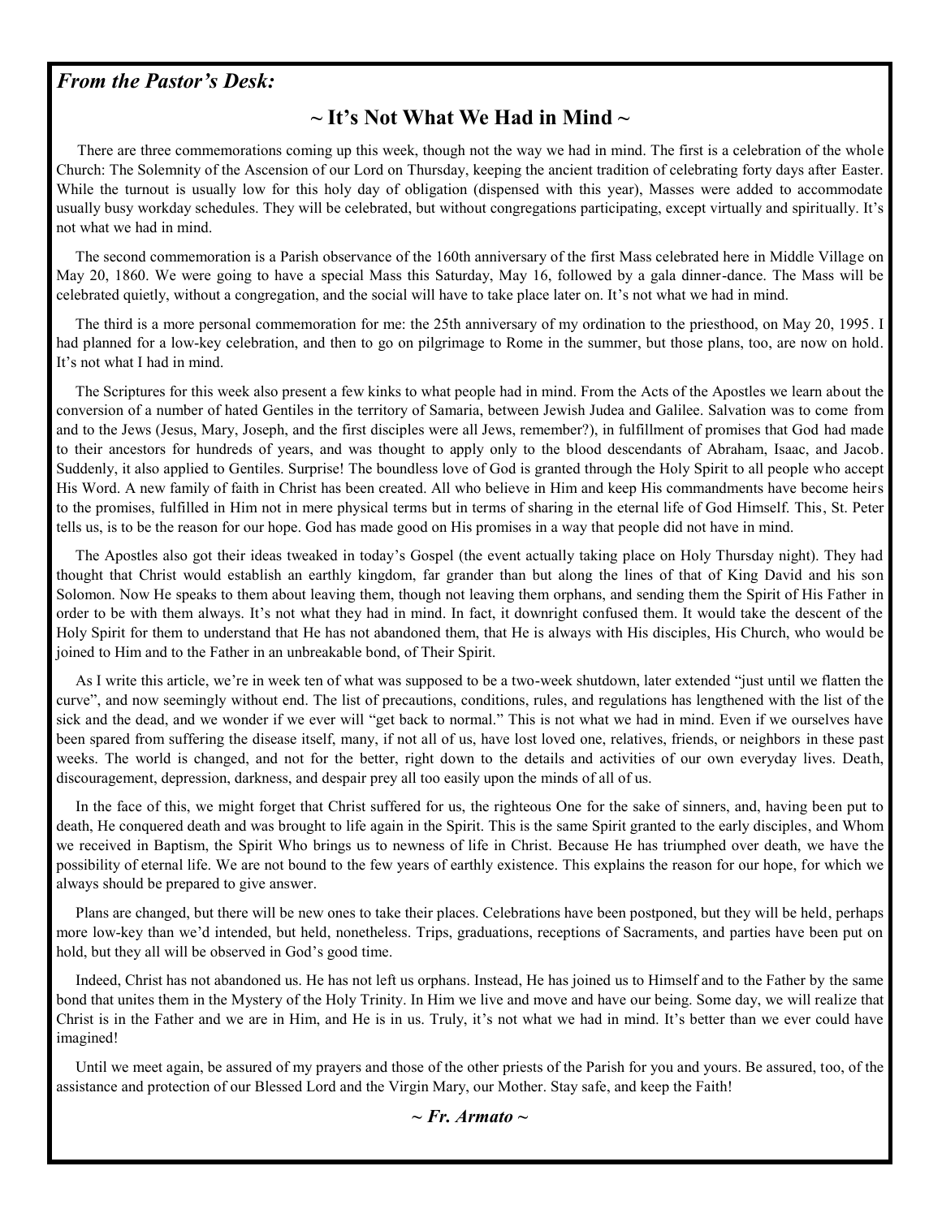***From the Pastor's Desk:***

## ~ It's Not What We Had in Mind ~

There are three commemorations coming up this week, though not the way we had in mind. The first is a celebration of the whole Church: The Solemnity of the Ascension of our Lord on Thursday, keeping the ancient tradition of celebrating forty days after Easter. While the turnout is usually low for this holy day of obligation (dispensed with this year), Masses were added to accommodate usually busy workday schedules. They will be celebrated, but without congregations participating, except virtually and spiritually. It's not what we had in mind.

The second commemoration is a Parish observance of the 160th anniversary of the first Mass celebrated here in Middle Village on May 20, 1860. We were going to have a special Mass this Saturday, May 16, followed by a gala dinner-dance. The Mass will be celebrated quietly, without a congregation, and the social will have to take place later on. It's not what we had in mind.

The third is a more personal commemoration for me: the 25th anniversary of my ordination to the priesthood, on May 20, 1995. I had planned for a low-key celebration, and then to go on pilgrimage to Rome in the summer, but those plans, too, are now on hold. It's not what I had in mind.

The Scriptures for this week also present a few kinks to what people had in mind. From the Acts of the Apostles we learn about the conversion of a number of hated Gentiles in the territory of Samaria, between Jewish Judea and Galilee. Salvation was to come from and to the Jews (Jesus, Mary, Joseph, and the first disciples were all Jews, remember?), in fulfillment of promises that God had made to their ancestors for hundreds of years, and was thought to apply only to the blood descendants of Abraham, Isaac, and Jacob. Suddenly, it also applied to Gentiles. Surprise! The boundless love of God is granted through the Holy Spirit to all people who accept His Word. A new family of faith in Christ has been created. All who believe in Him and keep His commandments have become heirs to the promises, fulfilled in Him not in mere physical terms but in terms of sharing in the eternal life of God Himself. This, St. Peter tells us, is to be the reason for our hope. God has made good on His promises in a way that people did not have in mind.

The Apostles also got their ideas tweaked in today's Gospel (the event actually taking place on Holy Thursday night). They had thought that Christ would establish an earthly kingdom, far grander than but along the lines of that of King David and his son Solomon. Now He speaks to them about leaving them, though not leaving them orphans, and sending them the Spirit of His Father in order to be with them always. It's not what they had in mind. In fact, it downright confused them. It would take the descent of the Holy Spirit for them to understand that He has not abandoned them, that He is always with His disciples, His Church, who would be joined to Him and to the Father in an unbreakable bond, of Their Spirit.

As I write this article, we're in week ten of what was supposed to be a two-week shutdown, later extended "just until we flatten the curve", and now seemingly without end. The list of precautions, conditions, rules, and regulations has lengthened with the list of the sick and the dead, and we wonder if we ever will "get back to normal." This is not what we had in mind. Even if we ourselves have been spared from suffering the disease itself, many, if not all of us, have lost loved one, relatives, friends, or neighbors in these past weeks. The world is changed, and not for the better, right down to the details and activities of our own everyday lives. Death, discouragement, depression, darkness, and despair prey all too easily upon the minds of all of us.

In the face of this, we might forget that Christ suffered for us, the righteous One for the sake of sinners, and, having been put to death, He conquered death and was brought to life again in the Spirit. This is the same Spirit granted to the early disciples, and Whom we received in Baptism, the Spirit Who brings us to newness of life in Christ. Because He has triumphed over death, we have the possibility of eternal life. We are not bound to the few years of earthly existence. This explains the reason for our hope, for which we always should be prepared to give answer.

Plans are changed, but there will be new ones to take their places. Celebrations have been postponed, but they will be held, perhaps more low-key than we'd intended, but held, nonetheless. Trips, graduations, receptions of Sacraments, and parties have been put on hold, but they all will be observed in God's good time.

Indeed, Christ has not abandoned us. He has not left us orphans. Instead, He has joined us to Himself and to the Father by the same bond that unites them in the Mystery of the Holy Trinity. In Him we live and move and have our being. Some day, we will realize that Christ is in the Father and we are in Him, and He is in us. Truly, it's not what we had in mind. It's better than we ever could have imagined!

Until we meet again, be assured of my prayers and those of the other priests of the Parish for you and yours. Be assured, too, of the assistance and protection of our Blessed Lord and the Virgin Mary, our Mother. Stay safe, and keep the Faith!

***~ Fr. Armato ~***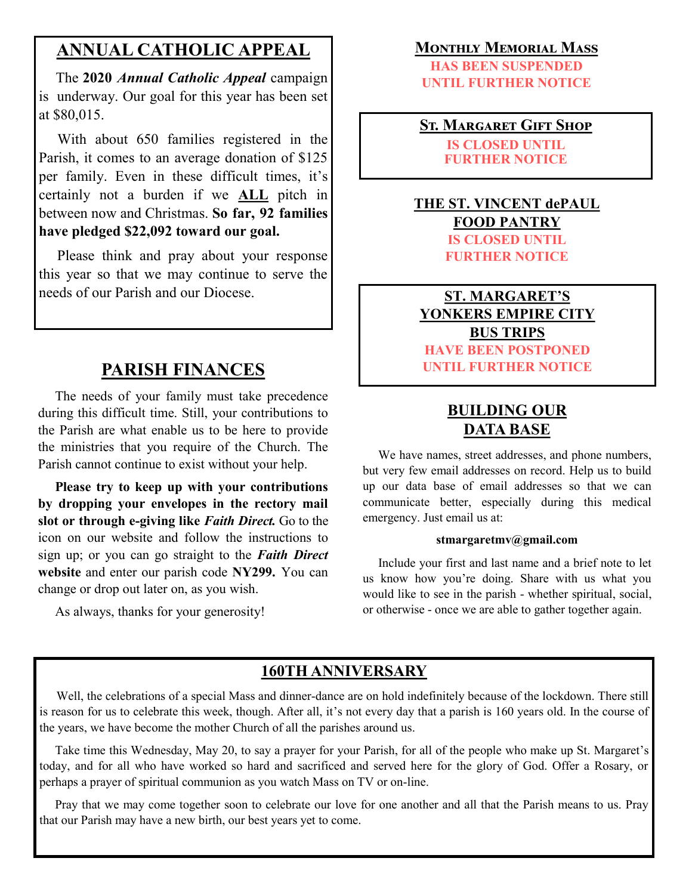## ANNUAL CATHOLIC APPEAL

The **2020** ***Annual Catholic Appeal*** campaign is underway. Our goal for this year has been set at $80,015.

With about 650 families registered in the Parish, it comes to an average donation of $125 per family. Even in these difficult times, it's certainly not a burden if we **ALL** pitch in between now and Christmas. **So far, 92 families have pledged $22,092 toward our goal.**

Please think and pray about your response this year so that we may continue to serve the needs of our Parish and our Diocese.

## PARISH FINANCES

The needs of your family must take precedence during this difficult time. Still, your contributions to the Parish are what enable us to be here to provide the ministries that you require of the Church. The Parish cannot continue to exist without your help.

**Please try to keep up with your contributions by dropping your envelopes in the rectory mail slot or through e-giving like *Faith Direct.*** Go to the icon on our website and follow the instructions to sign up; or you can go straight to the ***Faith Direct* website** and enter our parish code **NY299.** You can change or drop out later on, as you wish.

As always, thanks for your generosity!

## MONTHLY MEMORIAL MASS

**HAS BEEN SUSPENDED UNTIL FURTHER NOTICE**

## ST. MARGARET GIFT SHOP

**IS CLOSED UNTIL FURTHER NOTICE**

## THE ST. VINCENT dePAUL FOOD PANTRY

**IS CLOSED UNTIL FURTHER NOTICE**

## ST. MARGARET'S YONKERS EMPIRE CITY BUS TRIPS

**HAVE BEEN POSTPONED UNTIL FURTHER NOTICE**

## BUILDING OUR DATA BASE

We have names, street addresses, and phone numbers, but very few email addresses on record. Help us to build up our data base of email addresses so that we can communicate better, especially during this medical emergency. Just email us at:

**stmargaretmv@gmail.com**

Include your first and last name and a brief note to let us know how you're doing. Share with us what you would like to see in the parish - whether spiritual, social, or otherwise - once we are able to gather together again.

## 160TH ANNIVERSARY

Well, the celebrations of a special Mass and dinner-dance are on hold indefinitely because of the lockdown. There still is reason for us to celebrate this week, though. After all, it's not every day that a parish is 160 years old. In the course of the years, we have become the mother Church of all the parishes around us.

Take time this Wednesday, May 20, to say a prayer for your Parish, for all of the people who make up St. Margaret's today, and for all who have worked so hard and sacrificed and served here for the glory of God. Offer a Rosary, or perhaps a prayer of spiritual communion as you watch Mass on TV or on-line.

Pray that we may come together soon to celebrate our love for one another and all that the Parish means to us. Pray that our Parish may have a new birth, our best years yet to come.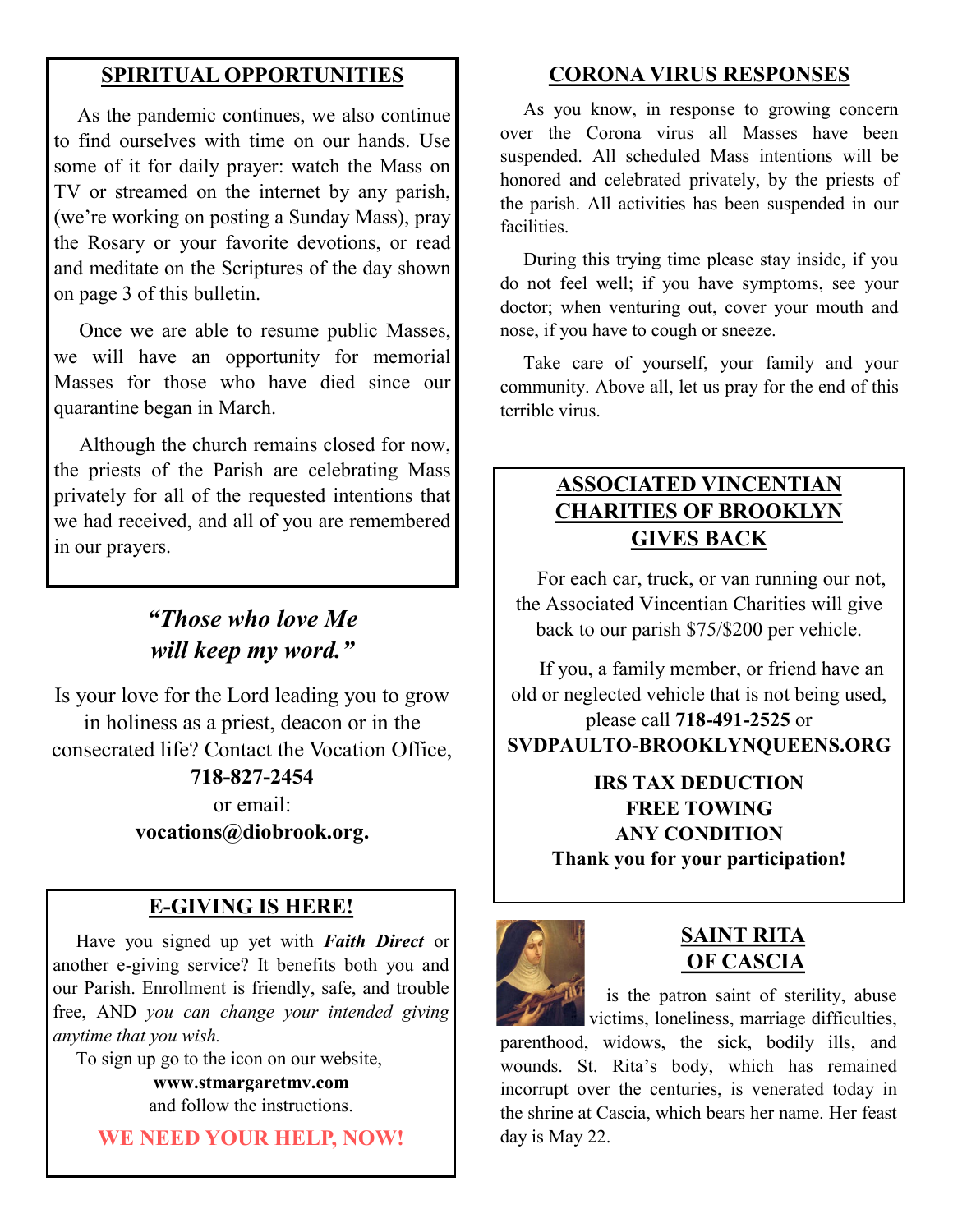## SPIRITUAL OPPORTUNITIES

As the pandemic continues, we also continue to find ourselves with time on our hands. Use some of it for daily prayer: watch the Mass on TV or streamed on the internet by any parish, (we're working on posting a Sunday Mass), pray the Rosary or your favorite devotions, or read and meditate on the Scriptures of the day shown on page 3 of this bulletin.

Once we are able to resume public Masses, we will have an opportunity for memorial Masses for those who have died since our quarantine began in March.

Although the church remains closed for now, the priests of the Parish are celebrating Mass privately for all of the requested intentions that we had received, and all of you are remembered in our prayers.

***"Those who love Me will keep my word."***

Is your love for the Lord leading you to grow in holiness as a priest, deacon or in the consecrated life? Contact the Vocation Office,

**718-827-2454**

or email:

**vocations@diobrook.org.**

## E-GIVING IS HERE!

Have you signed up yet with ***Faith Direct*** or another e-giving service? It benefits both you and our Parish. Enrollment is friendly, safe, and trouble free, AND *you can change your intended giving anytime that you wish.*

To sign up go to the icon on our website,

**www.stmargaretmv.com**

and follow the instructions.

**WE NEED YOUR HELP, NOW!**

## CORONA VIRUS RESPONSES

As you know, in response to growing concern over the Corona virus all Masses have been suspended. All scheduled Mass intentions will be honored and celebrated privately, by the priests of the parish. All activities has been suspended in our facilities.

During this trying time please stay inside, if you do not feel well; if you have symptoms, see your doctor; when venturing out, cover your mouth and nose, if you have to cough or sneeze.

Take care of yourself, your family and your community. Above all, let us pray for the end of this terrible virus.

## ASSOCIATED VINCENTIAN CHARITIES OF BROOKLYN GIVES BACK

For each car, truck, or van running our not, the Associated Vincentian Charities will give back to our parish $75/$200 per vehicle.

If you, a family member, or friend have an old or neglected vehicle that is not being used, please call **718-491-2525** or **SVDPAULTO-BROOKLYNQUEENS.ORG**

**IRS TAX DEDUCTION**
**FREE TOWING**
**ANY CONDITION**
**Thank you for your participation!**

## SAINT RITA OF CASCIA

is the patron saint of sterility, abuse victims, loneliness, marriage difficulties, parenthood, widows, the sick, bodily ills, and wounds. St. Rita's body, which has remained incorrupt over the centuries, is venerated today in the shrine at Cascia, which bears her name. Her feast day is May 22.